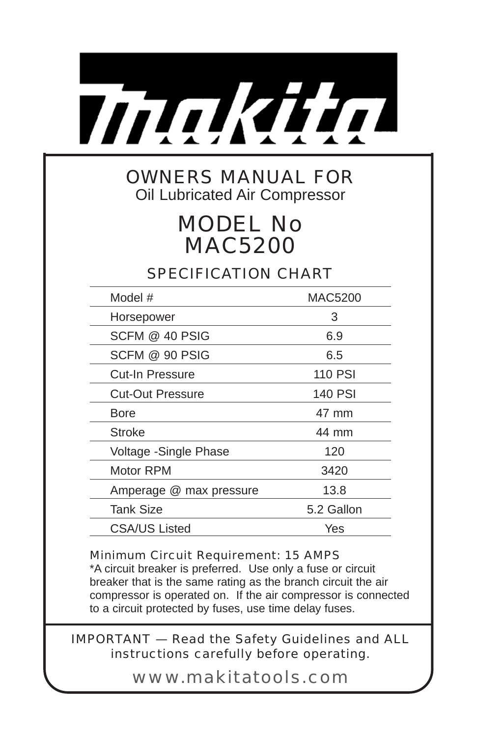# makita

## OWNERS MANUAL FOR
Oil Lubricated Air Compressor

# MODEL No MAC5200

## SPECIFICATION CHART

| Model # | MAC5200 |
|---|---|
| Horsepower | 3 |
| SCFM @ 40 PSIG | 6.9 |
| SCFM @ 90 PSIG | 6.5 |
| Cut-In Pressure | 110 PSI |
| Cut-Out Pressure | 140 PSI |
| Bore | 47 mm |
| Stroke | 44 mm |
| Voltage -Single Phase | 120 |
| Motor RPM | 3420 |
| Amperage @ max pressure | 13.8 |
| Tank Size | 5.2 Gallon |
| CSA/US Listed | Yes |

Minimum Circuit Requirement: 15 AMPS
*A circuit breaker is preferred. Use only a fuse or circuit breaker that is the same rating as the branch circuit the air compressor is operated on. If the air compressor is connected to a circuit protected by fuses, use time delay fuses.

IMPORTANT — Read the Safety Guidelines and ALL instructions carefully before operating.

www.makitatools.com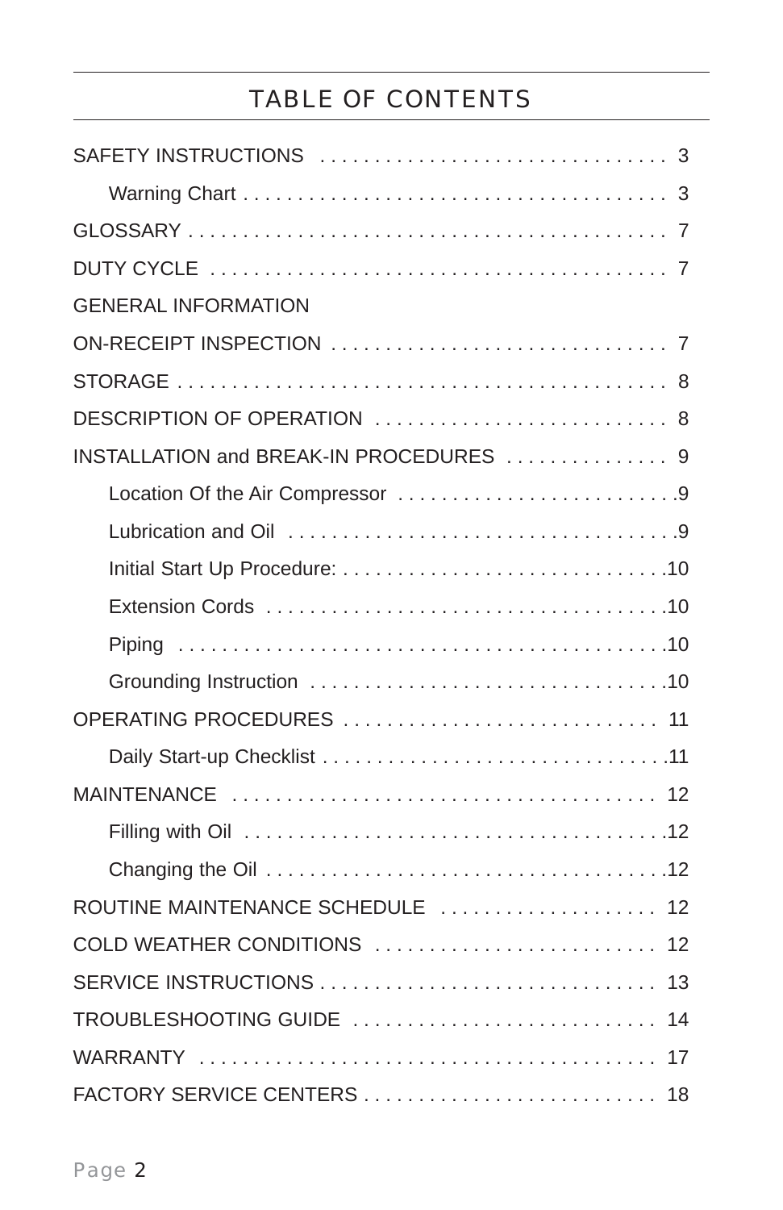# TABLE OF CONTENTS

SAFETY INSTRUCTIONS . . . . . . . . . . . . . . . . . . . . . . . . . . . . . . . . 3

- Warning Chart . . . . . . . . . . . . . . . . . . . . . . . . . . . . . . . . . . . . . . . 3

GLOSSARY . . . . . . . . . . . . . . . . . . . . . . . . . . . . . . . . . . . . . . . . . . . . 7

DUTY CYCLE . . . . . . . . . . . . . . . . . . . . . . . . . . . . . . . . . . . . . . . . . . 7

GENERAL INFORMATION

ON-RECEIPT INSPECTION . . . . . . . . . . . . . . . . . . . . . . . . . . . . . . . 7

STORAGE . . . . . . . . . . . . . . . . . . . . . . . . . . . . . . . . . . . . . . . . . . . . . 8

DESCRIPTION OF OPERATION . . . . . . . . . . . . . . . . . . . . . . . . . . . 8

INSTALLATION and BREAK-IN PROCEDURES . . . . . . . . . . . . . . . 9

- Location Of the Air Compressor . . . . . . . . . . . . . . . . . . . . . . . . . .9
- Lubrication and Oil . . . . . . . . . . . . . . . . . . . . . . . . . . . . . . . . . . . .9
- Initial Start Up Procedure: . . . . . . . . . . . . . . . . . . . . . . . . . . . . . .10
- Extension Cords . . . . . . . . . . . . . . . . . . . . . . . . . . . . . . . . . . . . .10
- Piping . . . . . . . . . . . . . . . . . . . . . . . . . . . . . . . . . . . . . . . . . . . . .10
- Grounding Instruction . . . . . . . . . . . . . . . . . . . . . . . . . . . . . . . . .10

OPERATING PROCEDURES . . . . . . . . . . . . . . . . . . . . . . . . . . . . . 11

- Daily Start-up Checklist . . . . . . . . . . . . . . . . . . . . . . . . . . . . . . . .11

MAINTENANCE . . . . . . . . . . . . . . . . . . . . . . . . . . . . . . . . . . . . . . . 12

- Filling with Oil . . . . . . . . . . . . . . . . . . . . . . . . . . . . . . . . . . . . . . .12
- Changing the Oil . . . . . . . . . . . . . . . . . . . . . . . . . . . . . . . . . . . . .12

ROUTINE MAINTENANCE SCHEDULE . . . . . . . . . . . . . . . . . . . . 12

COLD WEATHER CONDITIONS . . . . . . . . . . . . . . . . . . . . . . . . . . 12

SERVICE INSTRUCTIONS . . . . . . . . . . . . . . . . . . . . . . . . . . . . . . . 13

TROUBLESHOOTING GUIDE . . . . . . . . . . . . . . . . . . . . . . . . . . . . 14

WARRANTY . . . . . . . . . . . . . . . . . . . . . . . . . . . . . . . . . . . . . . . . . . 17

FACTORY SERVICE CENTERS . . . . . . . . . . . . . . . . . . . . . . . . . . . 18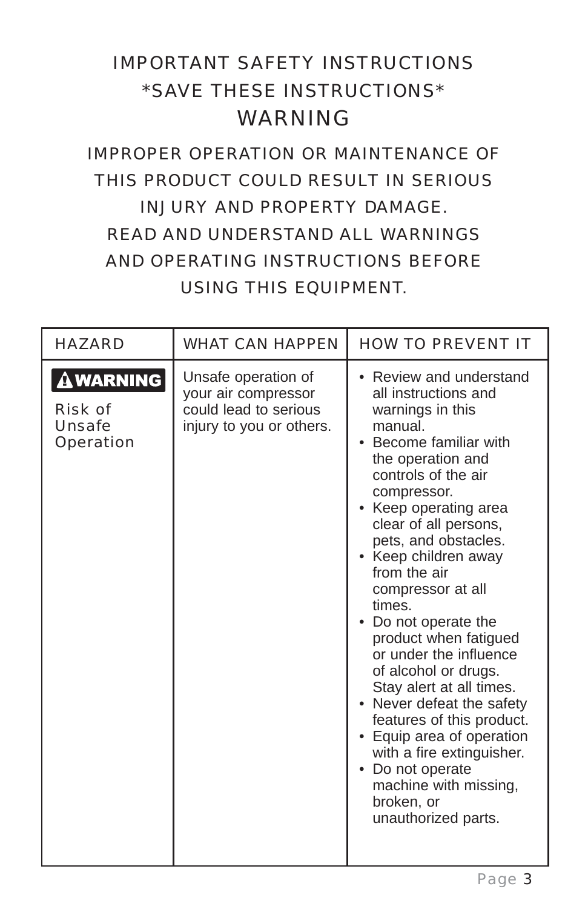# IMPORTANT SAFETY INSTRUCTIONS

## *SAVE THESE INSTRUCTIONS*

## WARNING

IMPROPER OPERATION OR MAINTENANCE OF THIS PRODUCT COULD RESULT IN SERIOUS INJURY AND PROPERTY DAMAGE.
READ AND UNDERSTAND ALL WARNINGS AND OPERATING INSTRUCTIONS BEFORE USING THIS EQUIPMENT.

| HAZARD | WHAT CAN HAPPEN | HOW TO PREVENT IT |
|---|---|---|
| **⚠ WARNING** Risk of Unsafe Operation | Unsafe operation of your air compressor could lead to serious injury to you or others. | • Review and understand all instructions and warnings in this manual.<br>• Become familiar with the operation and controls of the air compressor.<br>• Keep operating area clear of all persons, pets, and obstacles.<br>• Keep children away from the air compressor at all times.<br>• Do not operate the product when fatigued or under the influence of alcohol or drugs. Stay alert at all times.<br>• Never defeat the safety features of this product.<br>• Equip area of operation with a fire extinguisher.<br>• Do not operate machine with missing, broken, or unauthorized parts. |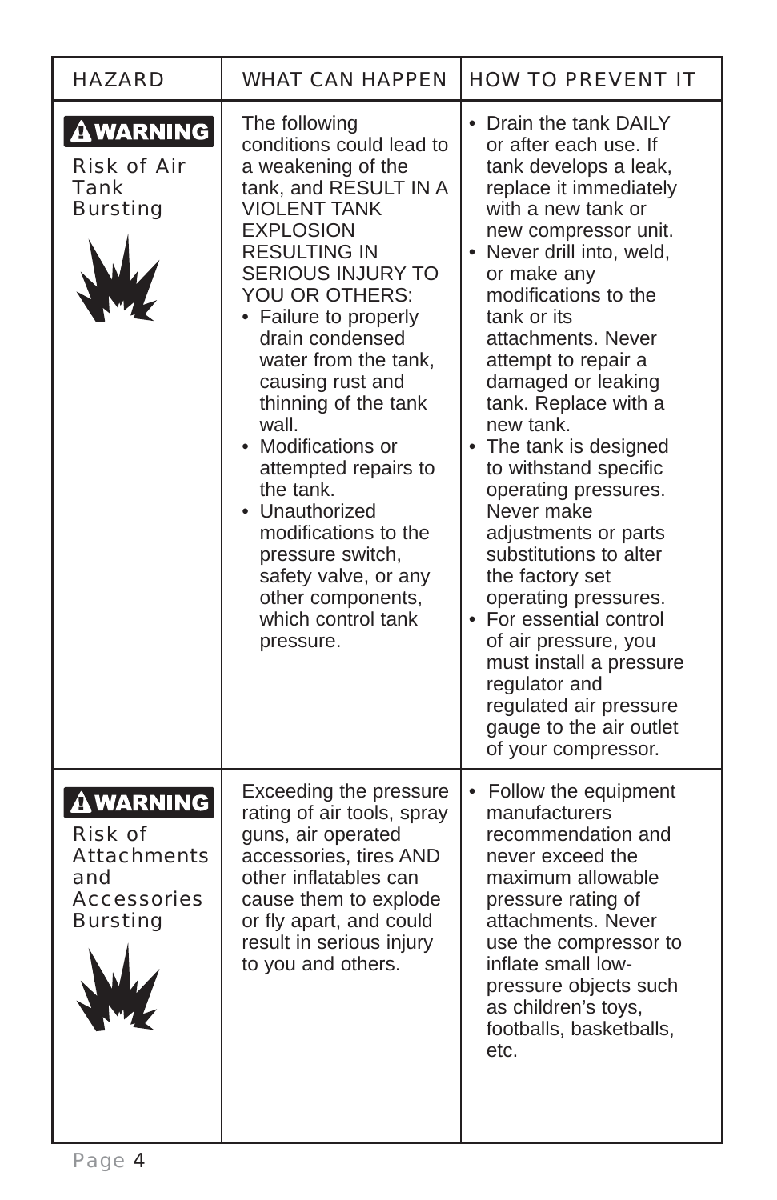| HAZARD | WHAT CAN HAPPEN | HOW TO PREVENT IT |
|---|---|---|
| **⚠WARNING** Risk of Air Tank Bursting | The following conditions could lead to a weakening of the tank, and RESULT IN A VIOLENT TANK EXPLOSION RESULTING IN SERIOUS INJURY TO YOU OR OTHERS: <br>• Failure to properly drain condensed water from the tank, causing rust and thinning of the tank wall.<br>• Modifications or attempted repairs to the tank.<br>• Unauthorized modifications to the pressure switch, safety valve, or any other components, which control tank pressure. | • Drain the tank DAILY or after each use. If tank develops a leak, replace it immediately with a new tank or new compressor unit.<br>• Never drill into, weld, or make any modifications to the tank or its attachments. Never attempt to repair a damaged or leaking tank. Replace with a new tank.<br>• The tank is designed to withstand specific operating pressures. Never make adjustments or parts substitutions to alter the factory set operating pressures.<br>• For essential control of air pressure, you must install a pressure regulator and regulated air pressure gauge to the air outlet of your compressor. |
| **⚠WARNING** Risk of Attachments and Accessories Bursting | Exceeding the pressure rating of air tools, spray guns, air operated accessories, tires AND other inflatables can cause them to explode or fly apart, and could result in serious injury to you and others. | • Follow the equipment manufacturers recommendation and never exceed the maximum allowable pressure rating of attachments. Never use the compressor to inflate small low-pressure objects such as children's toys, footballs, basketballs, etc. |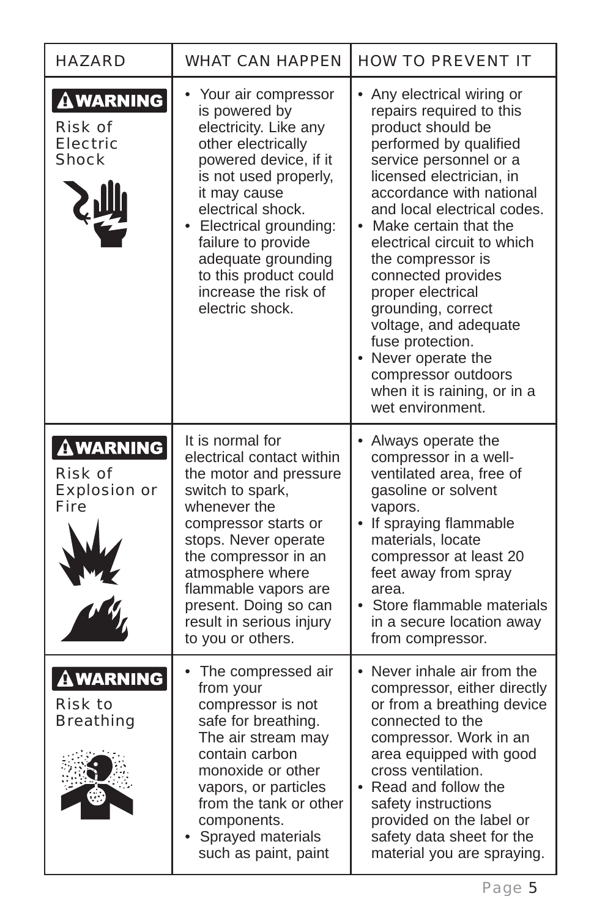| HAZARD | WHAT CAN HAPPEN | HOW TO PREVENT IT |
|---|---|---|
| **⚠WARNING** Risk of Electric Shock | • Your air compressor is powered by electricity. Like any other electrically powered device, if it is not used properly, it may cause electrical shock.<br>• Electrical grounding: failure to provide adequate grounding to this product could increase the risk of electric shock. | • Any electrical wiring or repairs required to this product should be performed by qualified service personnel or a licensed electrician, in accordance with national and local electrical codes.<br>• Make certain that the electrical circuit to which the compressor is connected provides proper electrical grounding, correct voltage, and adequate fuse protection.<br>• Never operate the compressor outdoors when it is raining, or in a wet environment. |
| **⚠WARNING** Risk of Explosion or Fire | It is normal for electrical contact within the motor and pressure switch to spark, whenever the compressor starts or stops. Never operate the compressor in an atmosphere where flammable vapors are present. Doing so can result in serious injury to you or others. | • Always operate the compressor in a well-ventilated area, free of gasoline or solvent vapors.<br>• If spraying flammable materials, locate compressor at least 20 feet away from spray area.<br>• Store flammable materials in a secure location away from compressor. |
| **⚠WARNING** Risk to Breathing | • The compressed air from your compressor is not safe for breathing. The air stream may contain carbon monoxide or other vapors, or particles from the tank or other components.<br>• Sprayed materials such as paint, paint | • Never inhale air from the compressor, either directly or from a breathing device connected to the compressor. Work in an area equipped with good cross ventilation.<br>• Read and follow the safety instructions provided on the label or safety data sheet for the material you are spraying. |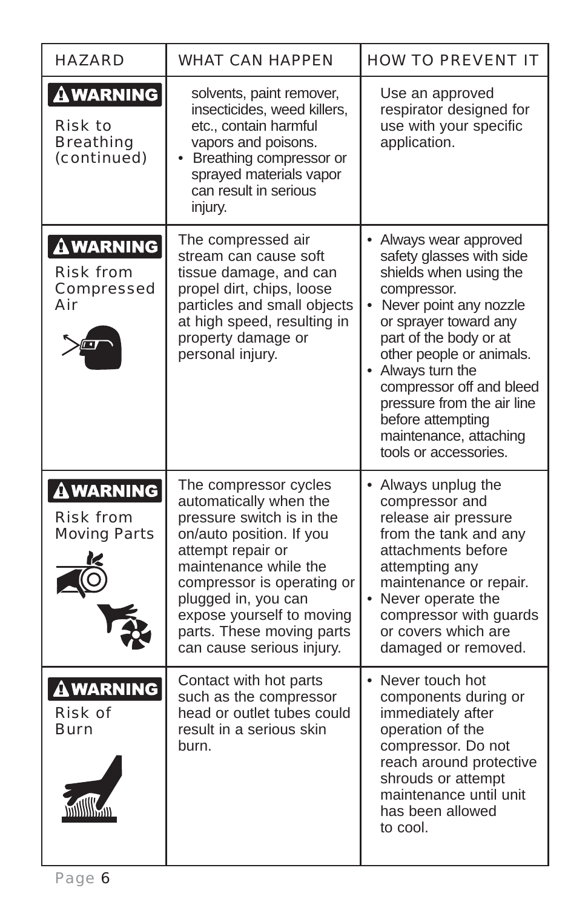| HAZARD | WHAT CAN HAPPEN | HOW TO PREVENT IT |
|---|---|---|
| **⚠WARNING** Risk to Breathing (continued) | solvents, paint remover, insecticides, weed killers, etc., contain harmful vapors and poisons. <br>• Breathing compressor or sprayed materials vapor can result in serious injury. | Use an approved respirator designed for use with your specific application. |
| **⚠WARNING** Risk from Compressed Air | The compressed air stream can cause soft tissue damage, and can propel dirt, chips, loose particles and small objects at high speed, resulting in property damage or personal injury. | • Always wear approved safety glasses with side shields when using the compressor. <br>• Never point any nozzle or sprayer toward any part of the body or at other people or animals. <br>• Always turn the compressor off and bleed pressure from the air line before attempting maintenance, attaching tools or accessories. |
| **⚠WARNING** Risk from Moving Parts | The compressor cycles automatically when the pressure switch is in the on/auto position. If you attempt repair or maintenance while the compressor is operating or plugged in, you can expose yourself to moving parts. These moving parts can cause serious injury. | • Always unplug the compressor and release air pressure from the tank and any attachments before attempting any maintenance or repair. <br>• Never operate the compressor with guards or covers which are damaged or removed. |
| **⚠WARNING** Risk of Burn | Contact with hot parts such as the compressor head or outlet tubes could result in a serious skin burn. | • Never touch hot components during or immediately after operation of the compressor. Do not reach around protective shrouds or attempt maintenance until unit has been allowed to cool. |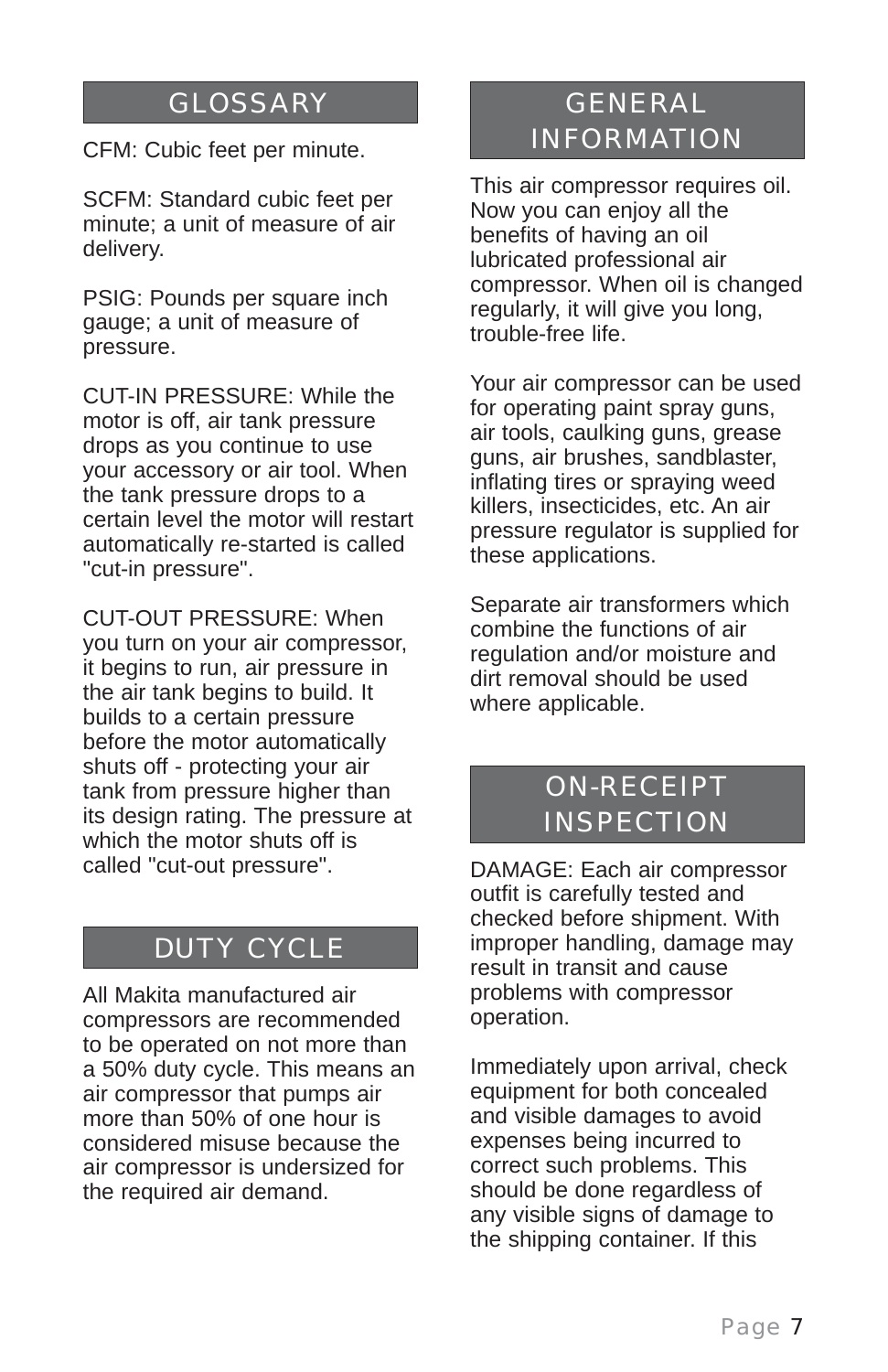## GLOSSARY

CFM: Cubic feet per minute.

SCFM: Standard cubic feet per minute; a unit of measure of air delivery.

PSIG: Pounds per square inch gauge; a unit of measure of pressure.

CUT-IN PRESSURE: While the motor is off, air tank pressure drops as you continue to use your accessory or air tool. When the tank pressure drops to a certain level the motor will restart automatically re-started is called "cut-in pressure".

CUT-OUT PRESSURE: When you turn on your air compressor, it begins to run, air pressure in the air tank begins to build. It builds to a certain pressure before the motor automatically shuts off - protecting your air tank from pressure higher than its design rating. The pressure at which the motor shuts off is called "cut-out pressure".

## DUTY CYCLE

All Makita manufactured air compressors are recommended to be operated on not more than a 50% duty cycle. This means an air compressor that pumps air more than 50% of one hour is considered misuse because the air compressor is undersized for the required air demand.

## GENERAL INFORMATION

This air compressor requires oil. Now you can enjoy all the benefits of having an oil lubricated professional air compressor. When oil is changed regularly, it will give you long, trouble-free life.

Your air compressor can be used for operating paint spray guns, air tools, caulking guns, grease guns, air brushes, sandblaster, inflating tires or spraying weed killers, insecticides, etc. An air pressure regulator is supplied for these applications.

Separate air transformers which combine the functions of air regulation and/or moisture and dirt removal should be used where applicable.

## ON-RECEIPT INSPECTION

DAMAGE: Each air compressor outfit is carefully tested and checked before shipment. With improper handling, damage may result in transit and cause problems with compressor operation.

Immediately upon arrival, check equipment for both concealed and visible damages to avoid expenses being incurred to correct such problems. This should be done regardless of any visible signs of damage to the shipping container. If this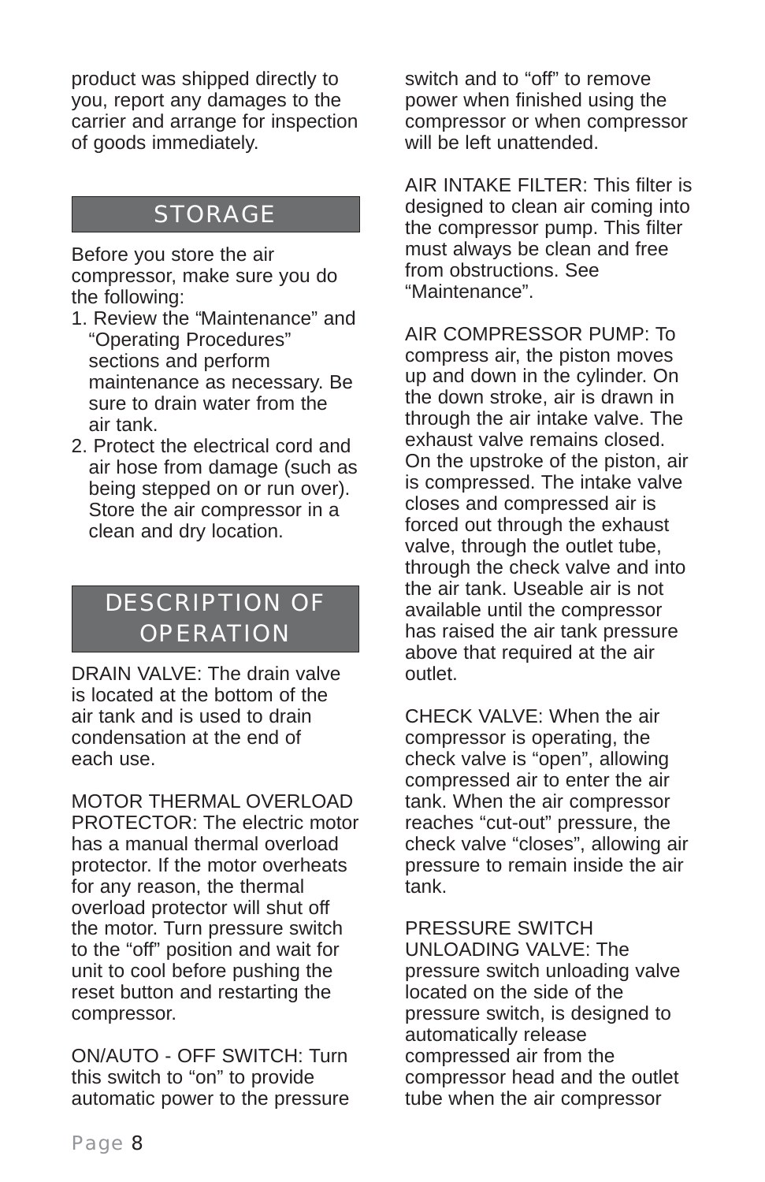product was shipped directly to you, report any damages to the carrier and arrange for inspection of goods immediately.

## STORAGE

Before you store the air compressor, make sure you do the following:

1. Review the "Maintenance" and "Operating Procedures" sections and perform maintenance as necessary. Be sure to drain water from the air tank.
2. Protect the electrical cord and air hose from damage (such as being stepped on or run over). Store the air compressor in a clean and dry location.

## DESCRIPTION OF OPERATION

DRAIN VALVE: The drain valve is located at the bottom of the air tank and is used to drain condensation at the end of each use.

MOTOR THERMAL OVERLOAD PROTECTOR: The electric motor has a manual thermal overload protector. If the motor overheats for any reason, the thermal overload protector will shut off the motor. Turn pressure switch to the "off" position and wait for unit to cool before pushing the reset button and restarting the compressor.

ON/AUTO - OFF SWITCH: Turn this switch to "on" to provide automatic power to the pressure switch and to "off" to remove power when finished using the compressor or when compressor will be left unattended.

AIR INTAKE FILTER: This filter is designed to clean air coming into the compressor pump. This filter must always be clean and free from obstructions. See "Maintenance".

AIR COMPRESSOR PUMP: To compress air, the piston moves up and down in the cylinder. On the down stroke, air is drawn in through the air intake valve. The exhaust valve remains closed. On the upstroke of the piston, air is compressed. The intake valve closes and compressed air is forced out through the exhaust valve, through the outlet tube, through the check valve and into the air tank. Useable air is not available until the compressor has raised the air tank pressure above that required at the air outlet.

CHECK VALVE: When the air compressor is operating, the check valve is "open", allowing compressed air to enter the air tank. When the air compressor reaches "cut-out" pressure, the check valve "closes", allowing air pressure to remain inside the air tank.

PRESSURE SWITCH UNLOADING VALVE: The pressure switch unloading valve located on the side of the pressure switch, is designed to automatically release compressed air from the compressor head and the outlet tube when the air compressor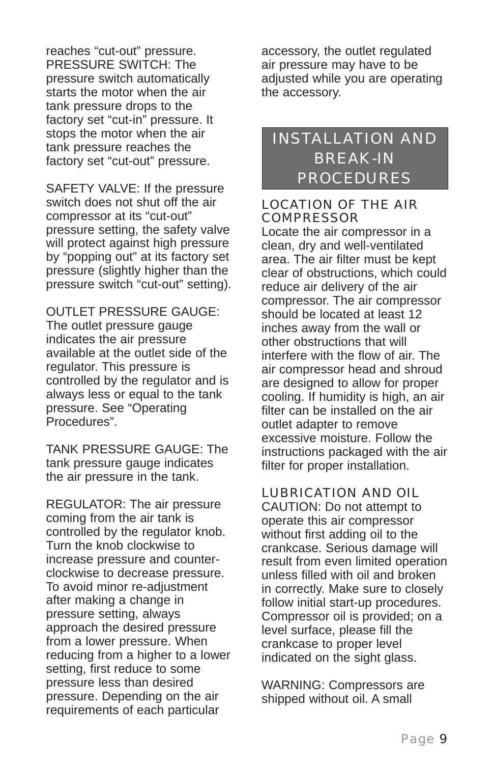reaches “cut-out” pressure.

PRESSURE SWITCH: The pressure switch automatically starts the motor when the air tank pressure drops to the factory set “cut-in” pressure. It stops the motor when the air tank pressure reaches the factory set “cut-out” pressure.

SAFETY VALVE: If the pressure switch does not shut off the air compressor at its “cut-out” pressure setting, the safety valve will protect against high pressure by “popping out” at its factory set pressure (slightly higher than the pressure switch “cut-out” setting).

OUTLET PRESSURE GAUGE: The outlet pressure gauge indicates the air pressure available at the outlet side of the regulator. This pressure is controlled by the regulator and is always less or equal to the tank pressure. See “Operating Procedures”.

TANK PRESSURE GAUGE: The tank pressure gauge indicates the air pressure in the tank.

REGULATOR: The air pressure coming from the air tank is controlled by the regulator knob. Turn the knob clockwise to increase pressure and counter-clockwise to decrease pressure. To avoid minor re-adjustment after making a change in pressure setting, always approach the desired pressure from a lower pressure. When reducing from a higher to a lower setting, first reduce to some pressure less than desired pressure. Depending on the air requirements of each particular accessory, the outlet regulated air pressure may have to be adjusted while you are operating the accessory.

## INSTALLATION AND BREAK-IN PROCEDURES

### LOCATION OF THE AIR COMPRESSOR

Locate the air compressor in a clean, dry and well-ventilated area. The air filter must be kept clear of obstructions, which could reduce air delivery of the air compressor. The air compressor should be located at least 12 inches away from the wall or other obstructions that will interfere with the flow of air. The air compressor head and shroud are designed to allow for proper cooling. If humidity is high, an air filter can be installed on the air outlet adapter to remove excessive moisture. Follow the instructions packaged with the air filter for proper installation.

### LUBRICATION AND OIL

CAUTION: Do not attempt to operate this air compressor without first adding oil to the crankcase. Serious damage will result from even limited operation unless filled with oil and broken in correctly. Make sure to closely follow initial start-up procedures. Compressor oil is provided; on a level surface, please fill the crankcase to proper level indicated on the sight glass.

WARNING: Compressors are shipped without oil. A small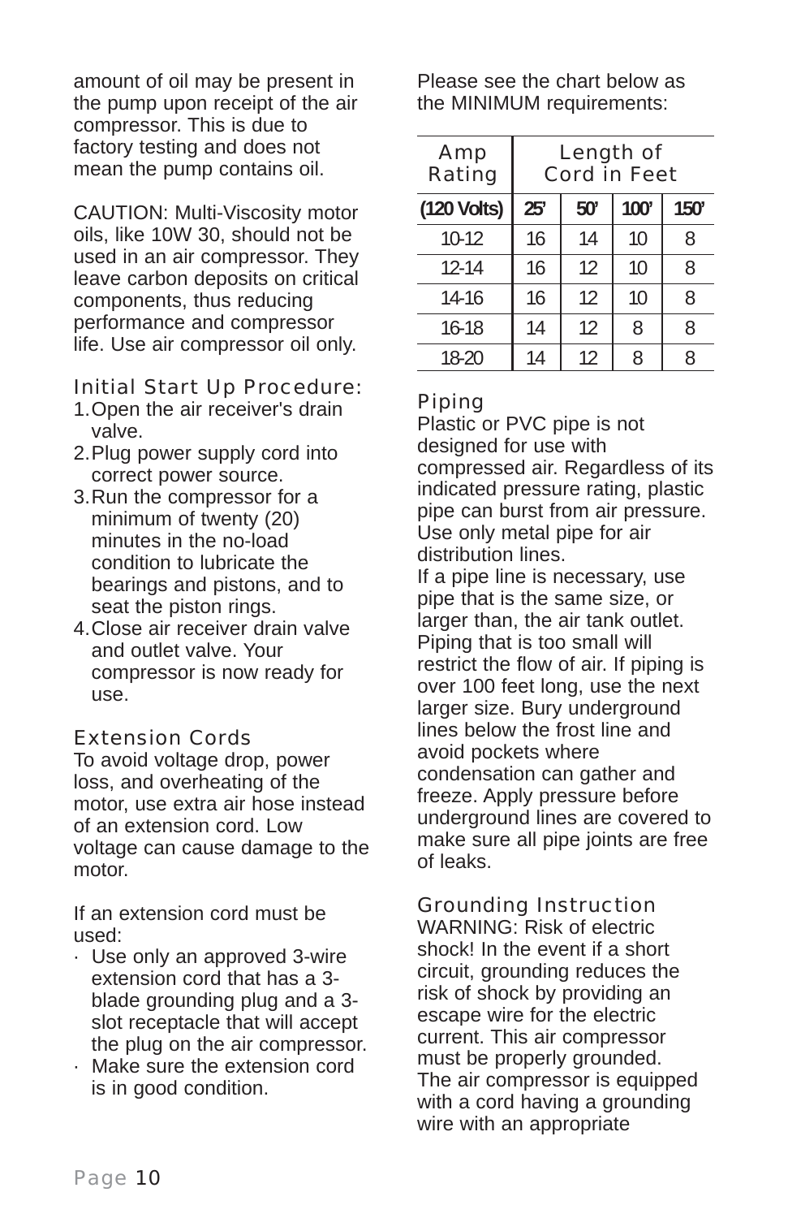amount of oil may be present in the pump upon receipt of the air compressor. This is due to factory testing and does not mean the pump contains oil.

CAUTION: Multi-Viscosity motor oils, like 10W 30, should not be used in an air compressor. They leave carbon deposits on critical components, thus reducing performance and compressor life. Use air compressor oil only.

## Initial Start Up Procedure:

1. Open the air receiver's drain valve.
2. Plug power supply cord into correct power source.
3. Run the compressor for a minimum of twenty (20) minutes in the no-load condition to lubricate the bearings and pistons, and to seat the piston rings.
4. Close air receiver drain valve and outlet valve. Your compressor is now ready for use.

## Extension Cords

To avoid voltage drop, power loss, and overheating of the motor, use extra air hose instead of an extension cord. Low voltage can cause damage to the motor.

If an extension cord must be used:

- Use only an approved 3-wire extension cord that has a 3-blade grounding plug and a 3-slot receptacle that will accept the plug on the air compressor.
- Make sure the extension cord is in good condition.

Please see the chart below as the MINIMUM requirements:

| Amp Rating | Length of Cord in Feet | | | |
|---|---|---|---|---|
| **(120 Volts)** | **25'** | **50'** | **100'** | **150'** |
| 10-12 | 16 | 14 | 10 | 8 |
| 12-14 | 16 | 12 | 10 | 8 |
| 14-16 | 16 | 12 | 10 | 8 |
| 16-18 | 14 | 12 | 8 | 8 |
| 18-20 | 14 | 12 | 8 | 8 |

## Piping

Plastic or PVC pipe is not designed for use with compressed air. Regardless of its indicated pressure rating, plastic pipe can burst from air pressure. Use only metal pipe for air distribution lines.

If a pipe line is necessary, use pipe that is the same size, or larger than, the air tank outlet. Piping that is too small will restrict the flow of air. If piping is over 100 feet long, use the next larger size. Bury underground lines below the frost line and avoid pockets where condensation can gather and freeze. Apply pressure before underground lines are covered to make sure all pipe joints are free of leaks.

## Grounding Instruction

WARNING: Risk of electric shock! In the event if a short circuit, grounding reduces the risk of shock by providing an escape wire for the electric current. This air compressor must be properly grounded.

The air compressor is equipped with a cord having a grounding wire with an appropriate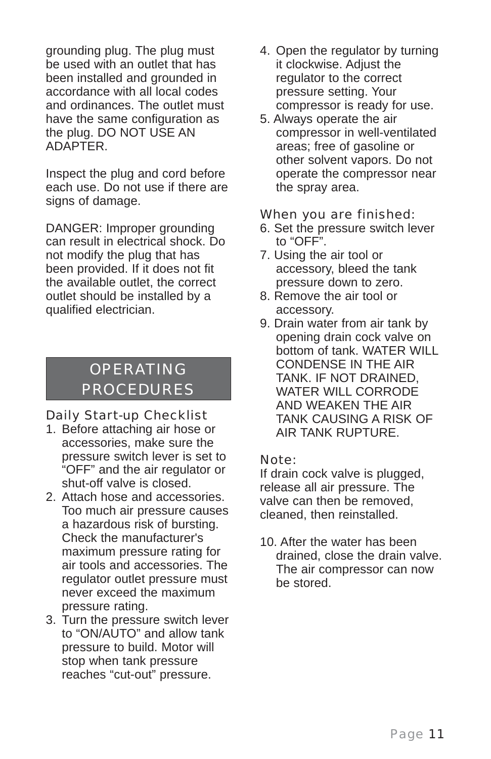grounding plug. The plug must be used with an outlet that has been installed and grounded in accordance with all local codes and ordinances. The outlet must have the same configuration as the plug. DO NOT USE AN ADAPTER.

Inspect the plug and cord before each use. Do not use if there are signs of damage.

DANGER: Improper grounding can result in electrical shock. Do not modify the plug that has been provided. If it does not fit the available outlet, the correct outlet should be installed by a qualified electrician.

## OPERATING PROCEDURES

### Daily Start-up Checklist

1. Before attaching air hose or accessories, make sure the pressure switch lever is set to “OFF” and the air regulator or shut-off valve is closed.
2. Attach hose and accessories. Too much air pressure causes a hazardous risk of bursting. Check the manufacturer's maximum pressure rating for air tools and accessories. The regulator outlet pressure must never exceed the maximum pressure rating.
3. Turn the pressure switch lever to “ON/AUTO” and allow tank pressure to build. Motor will stop when tank pressure reaches “cut-out” pressure.
4. Open the regulator by turning it clockwise. Adjust the regulator to the correct pressure setting. Your compressor is ready for use.
5. Always operate the air compressor in well-ventilated areas; free of gasoline or other solvent vapors. Do not operate the compressor near the spray area.

### When you are finished:

6. Set the pressure switch lever to “OFF”.
7. Using the air tool or accessory, bleed the tank pressure down to zero.
8. Remove the air tool or accessory.
9. Drain water from air tank by opening drain cock valve on bottom of tank. WATER WILL CONDENSE IN THE AIR TANK. IF NOT DRAINED, WATER WILL CORRODE AND WEAKEN THE AIR TANK CAUSING A RISK OF AIR TANK RUPTURE.

### Note:

If drain cock valve is plugged, release all air pressure. The valve can then be removed, cleaned, then reinstalled.

10. After the water has been drained, close the drain valve. The air compressor can now be stored.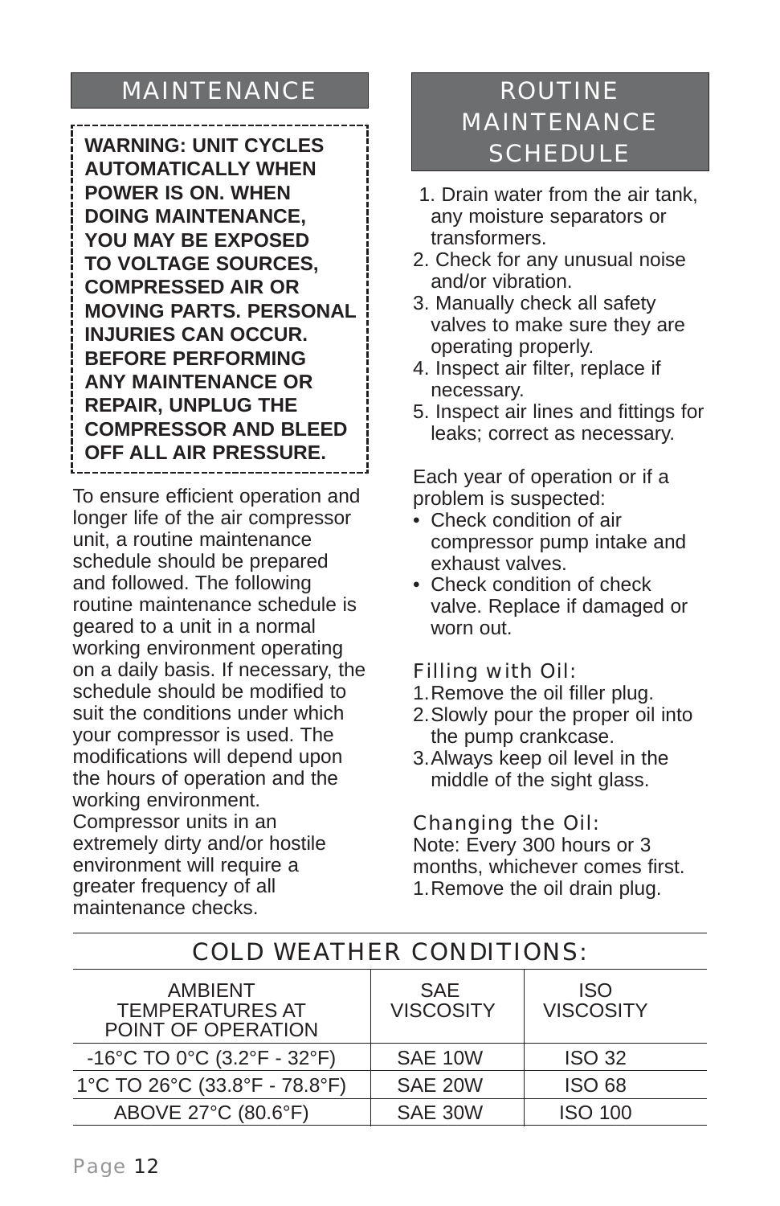## MAINTENANCE

**WARNING: UNIT CYCLES AUTOMATICALLY WHEN POWER IS ON. WHEN DOING MAINTENANCE, YOU MAY BE EXPOSED TO VOLTAGE SOURCES, COMPRESSED AIR OR MOVING PARTS. PERSONAL INJURIES CAN OCCUR. BEFORE PERFORMING ANY MAINTENANCE OR REPAIR, UNPLUG THE COMPRESSOR AND BLEED OFF ALL AIR PRESSURE.**

To ensure efficient operation and longer life of the air compressor unit, a routine maintenance schedule should be prepared and followed. The following routine maintenance schedule is geared to a unit in a normal working environment operating on a daily basis. If necessary, the schedule should be modified to suit the conditions under which your compressor is used. The modifications will depend upon the hours of operation and the working environment. Compressor units in an extremely dirty and/or hostile environment will require a greater frequency of all maintenance checks.

## ROUTINE MAINTENANCE SCHEDULE

1. Drain water from the air tank, any moisture separators or transformers.
2. Check for any unusual noise and/or vibration.
3. Manually check all safety valves to make sure they are operating properly.
4. Inspect air filter, replace if necessary.
5. Inspect air lines and fittings for leaks; correct as necessary.

Each year of operation or if a problem is suspected:

- Check condition of air compressor pump intake and exhaust valves.
- Check condition of check valve. Replace if damaged or worn out.

### Filling with Oil:

1. Remove the oil filler plug.
2. Slowly pour the proper oil into the pump crankcase.
3. Always keep oil level in the middle of the sight glass.

### Changing the Oil:

Note: Every 300 hours or 3 months, whichever comes first.

1. Remove the oil drain plug.

## COLD WEATHER CONDITIONS:

| AMBIENT TEMPERATURES AT POINT OF OPERATION | SAE VISCOSITY | ISO VISCOSITY |
|---|---|---|
| -16°C TO 0°C (3.2°F - 32°F) | SAE 10W | ISO 32 |
| 1°C TO 26°C (33.8°F - 78.8°F) | SAE 20W | ISO 68 |
| ABOVE 27°C (80.6°F) | SAE 30W | ISO 100 |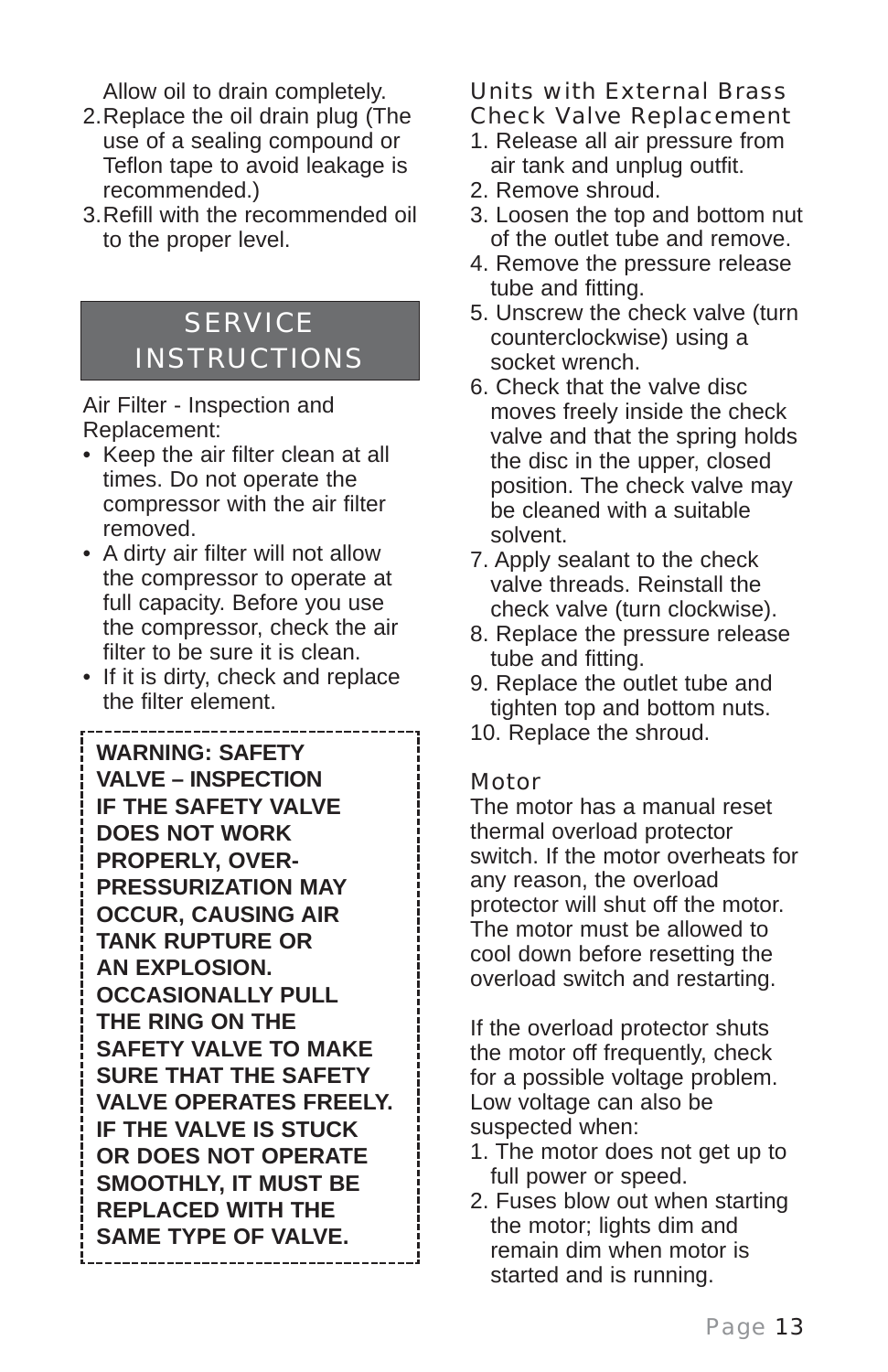Allow oil to drain completely.

2. Replace the oil drain plug (The use of a sealing compound or Teflon tape to avoid leakage is recommended.)
3. Refill with the recommended oil to the proper level.

## SERVICE INSTRUCTIONS

Air Filter - Inspection and Replacement:

- Keep the air filter clean at all times. Do not operate the compressor with the air filter removed.
- A dirty air filter will not allow the compressor to operate at full capacity. Before you use the compressor, check the air filter to be sure it is clean.
- If it is dirty, check and replace the filter element.

**WARNING: SAFETY VALVE – INSPECTION IF THE SAFETY VALVE DOES NOT WORK PROPERLY, OVER-PRESSURIZATION MAY OCCUR, CAUSING AIR TANK RUPTURE OR AN EXPLOSION. OCCASIONALLY PULL THE RING ON THE SAFETY VALVE TO MAKE SURE THAT THE SAFETY VALVE OPERATES FREELY. IF THE VALVE IS STUCK OR DOES NOT OPERATE SMOOTHLY, IT MUST BE REPLACED WITH THE SAME TYPE OF VALVE.**

### Units with External Brass Check Valve Replacement

1. Release all air pressure from air tank and unplug outfit.
2. Remove shroud.
3. Loosen the top and bottom nut of the outlet tube and remove.
4. Remove the pressure release tube and fitting.
5. Unscrew the check valve (turn counterclockwise) using a socket wrench.
6. Check that the valve disc moves freely inside the check valve and that the spring holds the disc in the upper, closed position. The check valve may be cleaned with a suitable solvent.
7. Apply sealant to the check valve threads. Reinstall the check valve (turn clockwise).
8. Replace the pressure release tube and fitting.
9. Replace the outlet tube and tighten top and bottom nuts.
10. Replace the shroud.

### Motor

The motor has a manual reset thermal overload protector switch. If the motor overheats for any reason, the overload protector will shut off the motor. The motor must be allowed to cool down before resetting the overload switch and restarting.

If the overload protector shuts the motor off frequently, check for a possible voltage problem. Low voltage can also be suspected when:

1. The motor does not get up to full power or speed.
2. Fuses blow out when starting the motor; lights dim and remain dim when motor is started and is running.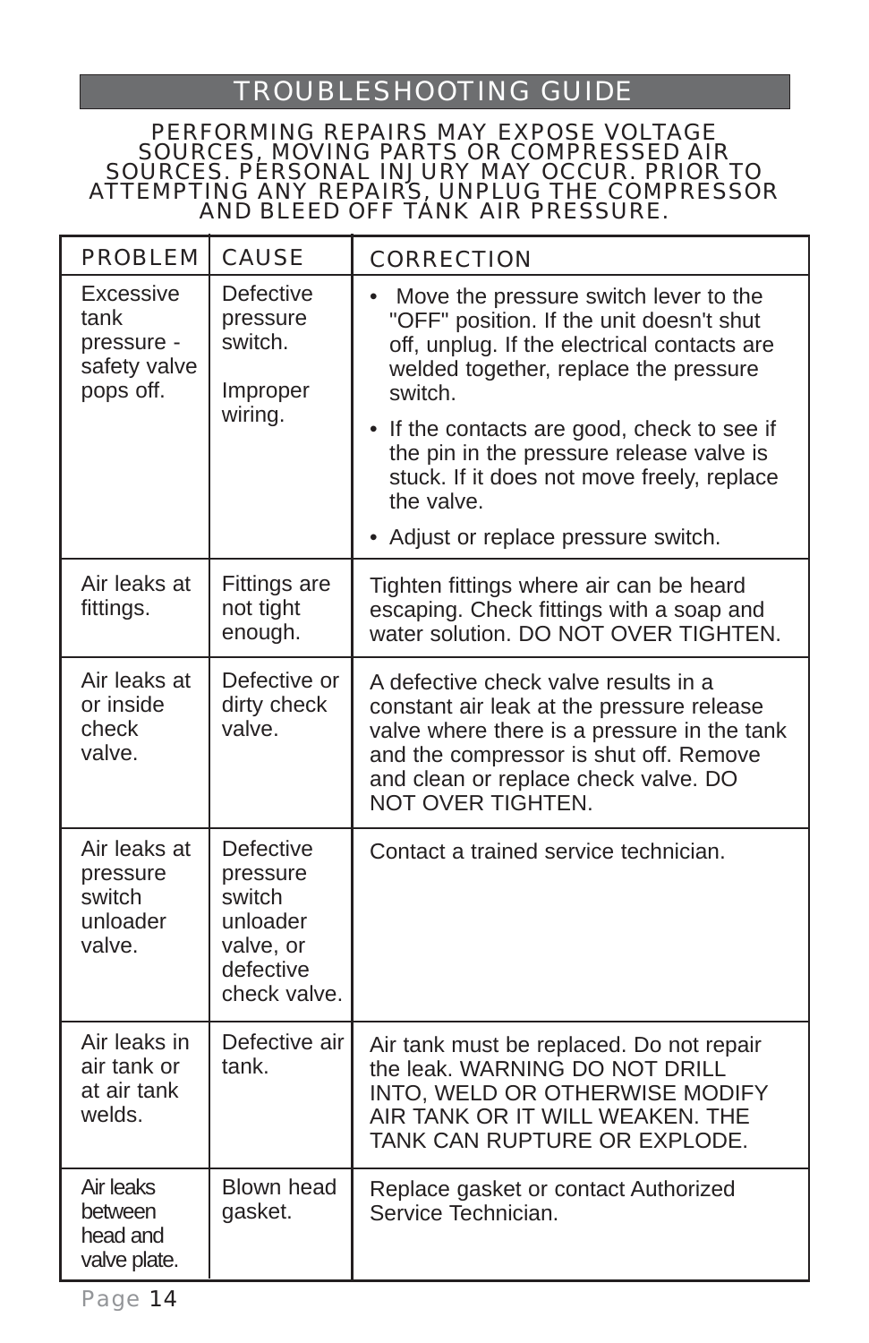## TROUBLESHOOTING GUIDE

PERFORMING REPAIRS MAY EXPOSE VOLTAGE SOURCES, MOVING PARTS OR COMPRESSED AIR SOURCES. PERSONAL INJURY MAY OCCUR. PRIOR TO ATTEMPTING ANY REPAIRS, UNPLUG THE COMPRESSOR AND BLEED OFF TANK AIR PRESSURE.

| PROBLEM | CAUSE | CORRECTION |
|---|---|---|
| Excessive tank pressure - safety valve pops off. | Defective pressure switch.<br><br>Improper wiring. | • Move the pressure switch lever to the "OFF" position. If the unit doesn't shut off, unplug. If the electrical contacts are welded together, replace the pressure switch.<br>• If the contacts are good, check to see if the pin in the pressure release valve is stuck. If it does not move freely, replace the valve.<br>• Adjust or replace pressure switch. |
| Air leaks at fittings. | Fittings are not tight enough. | Tighten fittings where air can be heard escaping. Check fittings with a soap and water solution. DO NOT OVER TIGHTEN. |
| Air leaks at or inside check valve. | Defective or dirty check valve. | A defective check valve results in a constant air leak at the pressure release valve where there is a pressure in the tank and the compressor is shut off. Remove and clean or replace check valve. DO NOT OVER TIGHTEN. |
| Air leaks at pressure switch unloader valve. | Defective pressure switch unloader valve, or defective check valve. | Contact a trained service technician. |
| Air leaks in air tank or at air tank welds. | Defective air tank. | Air tank must be replaced. Do not repair the leak. WARNING DO NOT DRILL INTO, WELD OR OTHERWISE MODIFY AIR TANK OR IT WILL WEAKEN. THE TANK CAN RUPTURE OR EXPLODE. |
| Air leaks between head and valve plate. | Blown head gasket. | Replace gasket or contact Authorized Service Technician. |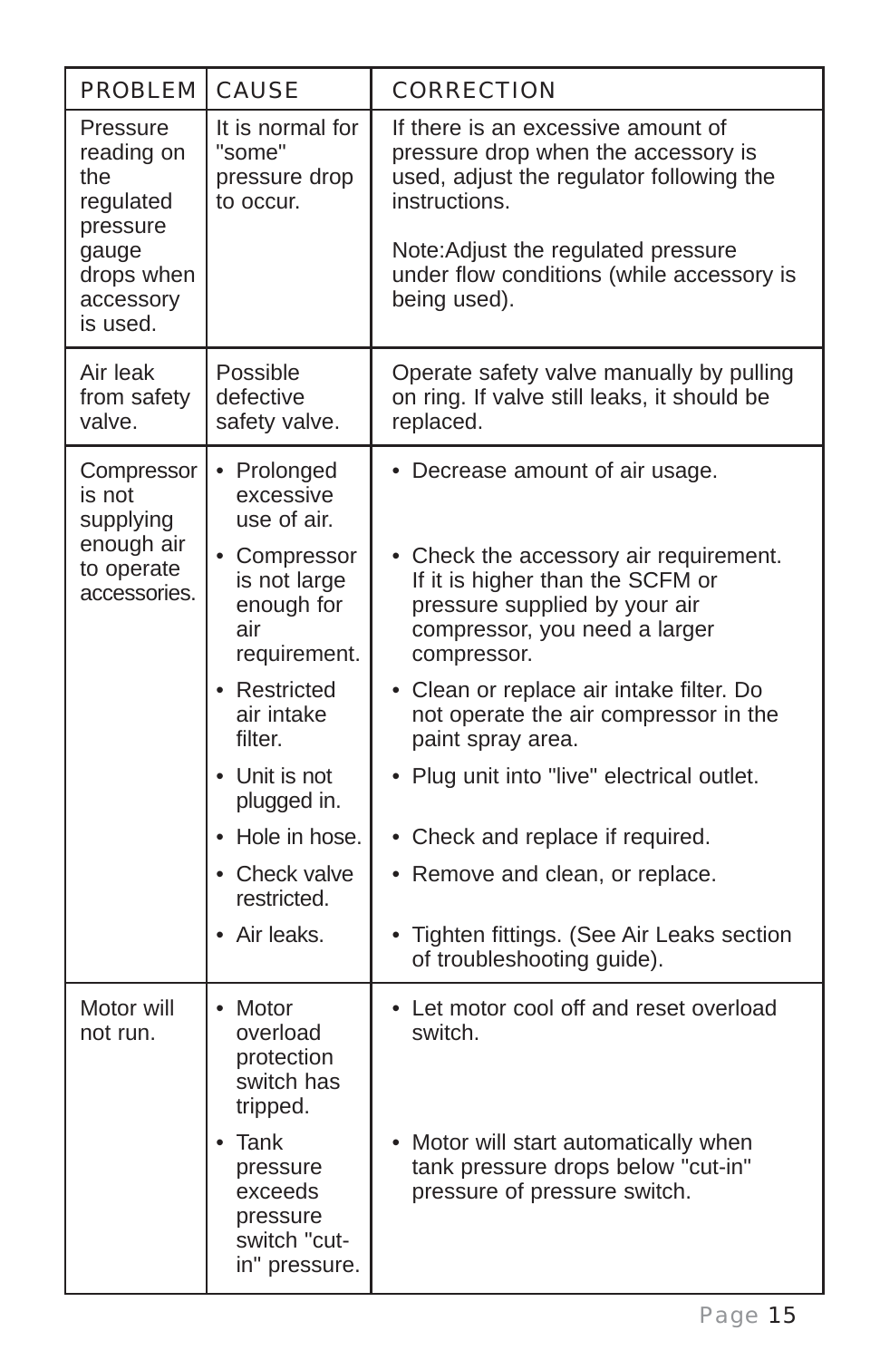| PROBLEM | CAUSE | CORRECTION |
|---|---|---|
| Pressure reading on the regulated pressure gauge drops when accessory is used. | It is normal for "some" pressure drop to occur. | If there is an excessive amount of pressure drop when the accessory is used, adjust the regulator following the instructions.<br><br>Note:Adjust the regulated pressure under flow conditions (while accessory is being used). |
| Air leak from safety valve. | Possible defective safety valve. | Operate safety valve manually by pulling on ring. If valve still leaks, it should be replaced. |
| Compressor is not supplying enough air to operate accessories. | • Prolonged excessive use of air. | • Decrease amount of air usage. |
| | • Compressor is not large enough for air requirement. | • Check the accessory air requirement. If it is higher than the SCFM or pressure supplied by your air compressor, you need a larger compressor. |
| | • Restricted air intake filter. | • Clean or replace air intake filter. Do not operate the air compressor in the paint spray area. |
| | • Unit is not plugged in. | • Plug unit into "live" electrical outlet. |
| | • Hole in hose. | • Check and replace if required. |
| | • Check valve restricted. | • Remove and clean, or replace. |
| | • Air leaks. | • Tighten fittings. (See Air Leaks section of troubleshooting guide). |
| Motor will not run. | • Motor overload protection switch has tripped. | • Let motor cool off and reset overload switch. |
| | • Tank pressure exceeds pressure switch "cut-in" pressure. | • Motor will start automatically when tank pressure drops below "cut-in" pressure of pressure switch. |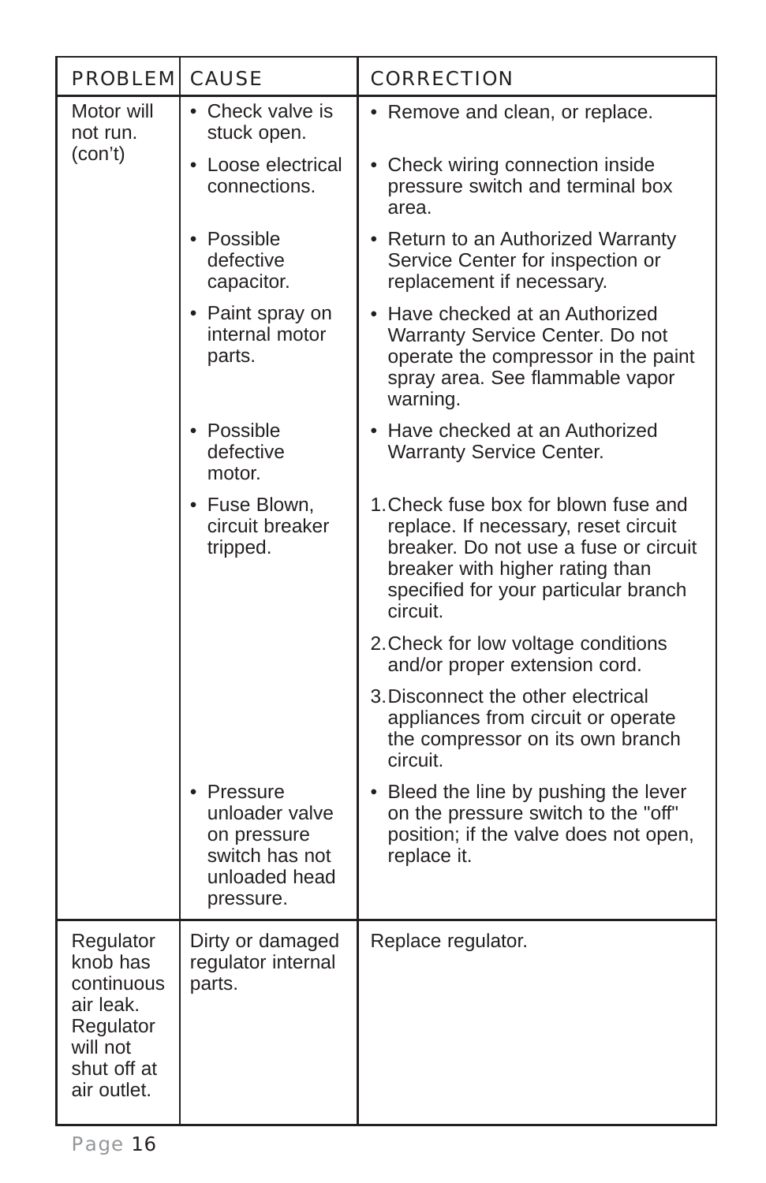| PROBLEM | CAUSE | CORRECTION |
|---|---|---|
| Motor will not run. (con't) | • Check valve is stuck open. | • Remove and clean, or replace. |
| | • Loose electrical connections. | • Check wiring connection inside pressure switch and terminal box area. |
| | • Possible defective capacitor. | • Return to an Authorized Warranty Service Center for inspection or replacement if necessary. |
| | • Paint spray on internal motor parts. | • Have checked at an Authorized Warranty Service Center. Do not operate the compressor in the paint spray area. See flammable vapor warning. |
| | • Possible defective motor. | • Have checked at an Authorized Warranty Service Center. |
| | • Fuse Blown, circuit breaker tripped. | 1. Check fuse box for blown fuse and replace. If necessary, reset circuit breaker. Do not use a fuse or circuit breaker with higher rating than specified for your particular branch circuit. |
| | | 2. Check for low voltage conditions and/or proper extension cord. |
| | | 3. Disconnect the other electrical appliances from circuit or operate the compressor on its own branch circuit. |
| | • Pressure unloader valve on pressure switch has not unloaded head pressure. | • Bleed the line by pushing the lever on the pressure switch to the "off" position; if the valve does not open, replace it. |
| Regulator knob has continuous air leak. Regulator will not shut off at air outlet. | Dirty or damaged regulator internal parts. | Replace regulator. |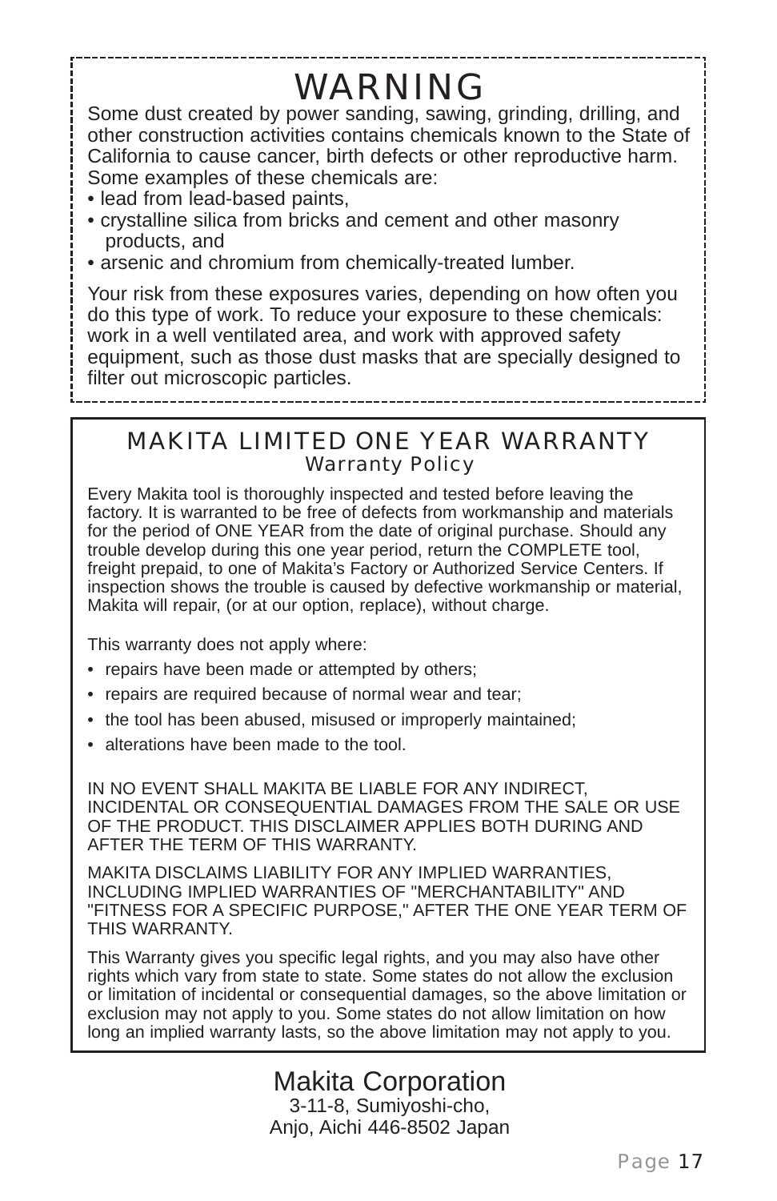# WARNING

Some dust created by power sanding, sawing, grinding, drilling, and other construction activities contains chemicals known to the State of California to cause cancer, birth defects or other reproductive harm. Some examples of these chemicals are:

- lead from lead-based paints,
- crystalline silica from bricks and cement and other masonry products, and
- arsenic and chromium from chemically-treated lumber.

Your risk from these exposures varies, depending on how often you do this type of work. To reduce your exposure to these chemicals: work in a well ventilated area, and work with approved safety equipment, such as those dust masks that are specially designed to filter out microscopic particles.

## MAKITA LIMITED ONE YEAR WARRANTY

### Warranty Policy

Every Makita tool is thoroughly inspected and tested before leaving the factory. It is warranted to be free of defects from workmanship and materials for the period of ONE YEAR from the date of original purchase. Should any trouble develop during this one year period, return the COMPLETE tool, freight prepaid, to one of Makita's Factory or Authorized Service Centers. If inspection shows the trouble is caused by defective workmanship or material, Makita will repair, (or at our option, replace), without charge.

This warranty does not apply where:

- repairs have been made or attempted by others;
- repairs are required because of normal wear and tear;
- the tool has been abused, misused or improperly maintained;
- alterations have been made to the tool.

IN NO EVENT SHALL MAKITA BE LIABLE FOR ANY INDIRECT, INCIDENTAL OR CONSEQUENTIAL DAMAGES FROM THE SALE OR USE OF THE PRODUCT. THIS DISCLAIMER APPLIES BOTH DURING AND AFTER THE TERM OF THIS WARRANTY.

MAKITA DISCLAIMS LIABILITY FOR ANY IMPLIED WARRANTIES, INCLUDING IMPLIED WARRANTIES OF "MERCHANTABILITY" AND "FITNESS FOR A SPECIFIC PURPOSE," AFTER THE ONE YEAR TERM OF THIS WARRANTY.

This Warranty gives you specific legal rights, and you may also have other rights which vary from state to state. Some states do not allow the exclusion or limitation of incidental or consequential damages, so the above limitation or exclusion may not apply to you. Some states do not allow limitation on how long an implied warranty lasts, so the above limitation may not apply to you.

Makita Corporation
3-11-8, Sumiyoshi-cho,
Anjo, Aichi 446-8502 Japan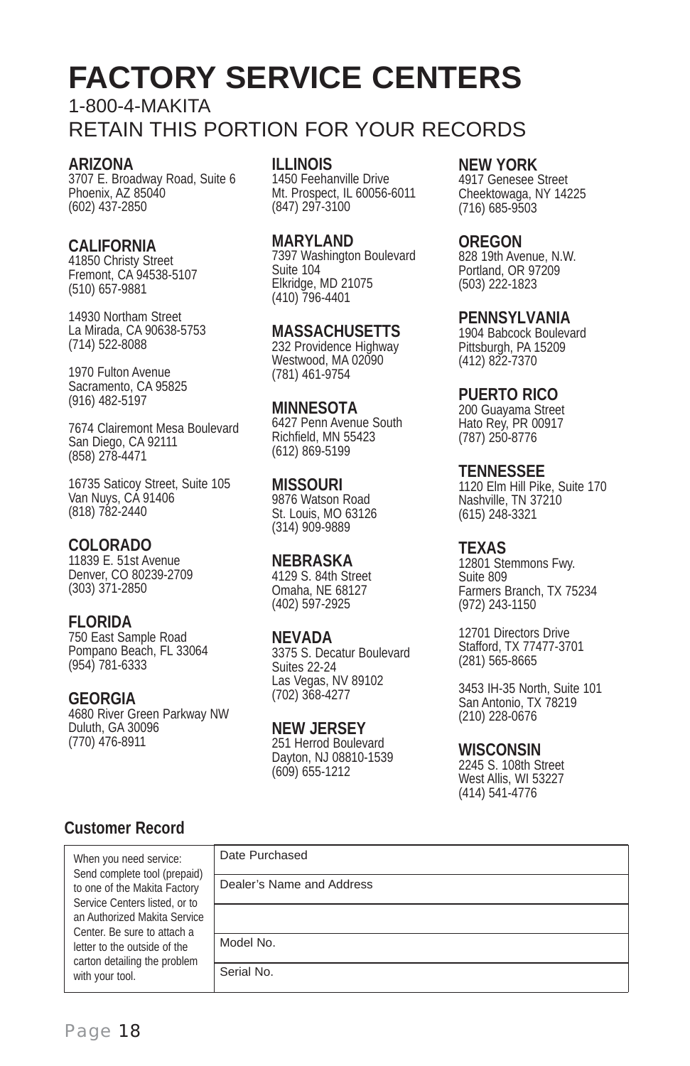# FACTORY SERVICE CENTERS

1-800-4-MAKITA

RETAIN THIS PORTION FOR YOUR RECORDS

**ARIZONA**
3707 E. Broadway Road, Suite 6
Phoenix, AZ 85040
(602) 437-2850

**CALIFORNIA**
41850 Christy Street
Fremont, CA 94538-5107
(510) 657-9881

14930 Northam Street
La Mirada, CA 90638-5753
(714) 522-8088

1970 Fulton Avenue
Sacramento, CA 95825
(916) 482-5197

7674 Clairemont Mesa Boulevard
San Diego, CA 92111
(858) 278-4471

16735 Saticoy Street, Suite 105
Van Nuys, CA 91406
(818) 782-2440

**COLORADO**
11839 E. 51st Avenue
Denver, CO 80239-2709
(303) 371-2850

**FLORIDA**
750 East Sample Road
Pompano Beach, FL 33064
(954) 781-6333

**GEORGIA**
4680 River Green Parkway NW
Duluth, GA 30096
(770) 476-8911

**ILLINOIS**
1450 Feehanville Drive
Mt. Prospect, IL 60056-6011
(847) 297-3100

**MARYLAND**
7397 Washington Boulevard
Suite 104
Elkridge, MD 21075
(410) 796-4401

**MASSACHUSETTS**
232 Providence Highway
Westwood, MA 02090
(781) 461-9754

**MINNESOTA**
6427 Penn Avenue South
Richfield, MN 55423
(612) 869-5199

**MISSOURI**
9876 Watson Road
St. Louis, MO 63126
(314) 909-9889

**NEBRASKA**
4129 S. 84th Street
Omaha, NE 68127
(402) 597-2925

**NEVADA**
3375 S. Decatur Boulevard
Suites 22-24
Las Vegas, NV 89102
(702) 368-4277

**NEW JERSEY**
251 Herrod Boulevard
Dayton, NJ 08810-1539
(609) 655-1212

**NEW YORK**
4917 Genesee Street
Cheektowaga, NY 14225
(716) 685-9503

**OREGON**
828 19th Avenue, N.W.
Portland, OR 97209
(503) 222-1823

**PENNSYLVANIA**
1904 Babcock Boulevard
Pittsburgh, PA 15209
(412) 822-7370

**PUERTO RICO**
200 Guayama Street
Hato Rey, PR 00917
(787) 250-8776

**TENNESSEE**
1120 Elm Hill Pike, Suite 170
Nashville, TN 37210
(615) 248-3321

**TEXAS**
12801 Stemmons Fwy.
Suite 809
Farmers Branch, TX 75234
(972) 243-1150

12701 Directors Drive
Stafford, TX 77477-3701
(281) 565-8665

3453 IH-35 North, Suite 101
San Antonio, TX 78219
(210) 228-0676

**WISCONSIN**
2245 S. 108th Street
West Allis, WI 53227
(414) 541-4776

## Customer Record

| When you need service: Send complete tool (prepaid) to one of the Makita Factory Service Centers listed, or to an Authorized Makita Service Center. Be sure to attach a letter to the outside of the carton detailing the problem with your tool. | Date Purchased |
|---|---|
| | Dealer's Name and Address |
| | |
| | Model No. |
| | Serial No. |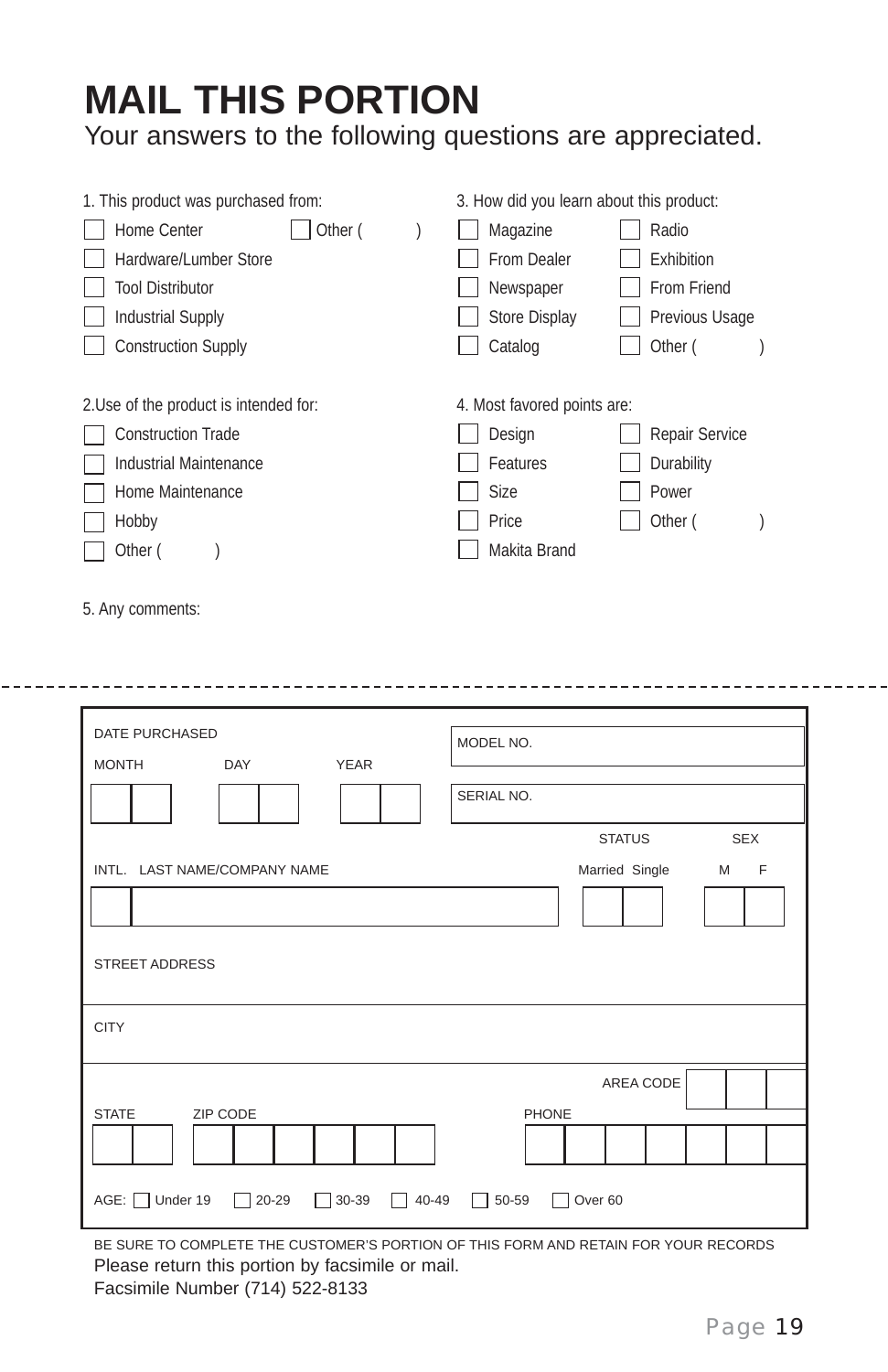# MAIL THIS PORTION

Your answers to the following questions are appreciated.

1. This product was purchased from:
   - ☐ Home Center
   - ☐ Hardware/Lumber Store
   - ☐ Tool Distributor
   - ☐ Industrial Supply
   - ☐ Construction Supply
   - ☐ Other (            )

2. Use of the product is intended for:
   - ☐ Construction Trade
   - ☐ Industrial Maintenance
   - ☐ Home Maintenance
   - ☐ Hobby
   - ☐ Other (            )

3. How did you learn about this product:
   - ☐ Magazine
   - ☐ From Dealer
   - ☐ Newspaper
   - ☐ Store Display
   - ☐ Catalog
   - ☐ Radio
   - ☐ Exhibition
   - ☐ From Friend
   - ☐ Previous Usage
   - ☐ Other (            )

4. Most favored points are:
   - ☐ Design
   - ☐ Features
   - ☐ Size
   - ☐ Price
   - ☐ Makita Brand
   - ☐ Repair Service
   - ☐ Durability
   - ☐ Power
   - ☐ Other (            )

5. Any comments:

---

DATE PURCHASED

MONTH　　DAY　　YEAR

MODEL NO.

SERIAL NO.

INTL.　LAST NAME/COMPANY NAME

STATUS: Married　Single

SEX: M　F

STREET ADDRESS

CITY

STATE　　ZIP CODE

AREA CODE

PHONE

AGE: ☐ Under 19　☐ 20-29　☐ 30-39　☐ 40-49　☐ 50-59　☐ Over 60

BE SURE TO COMPLETE THE CUSTOMER'S PORTION OF THIS FORM AND RETAIN FOR YOUR RECORDS

Please return this portion by facsimile or mail.

Facsimile Number (714) 522-8133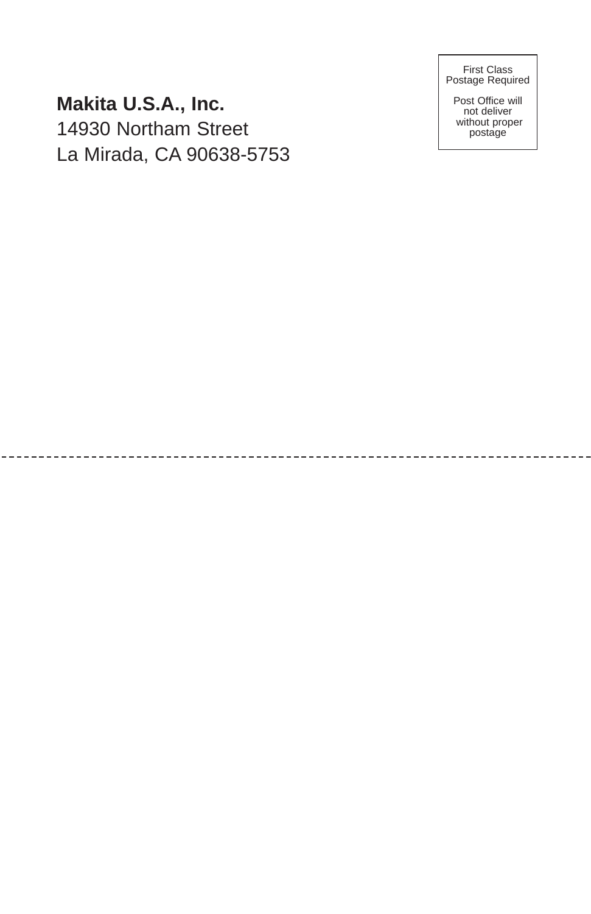First Class
Postage Required

Post Office will
not deliver
without proper
postage

**Makita U.S.A., Inc.**
14930 Northam Street
La Mirada, CA 90638-5753